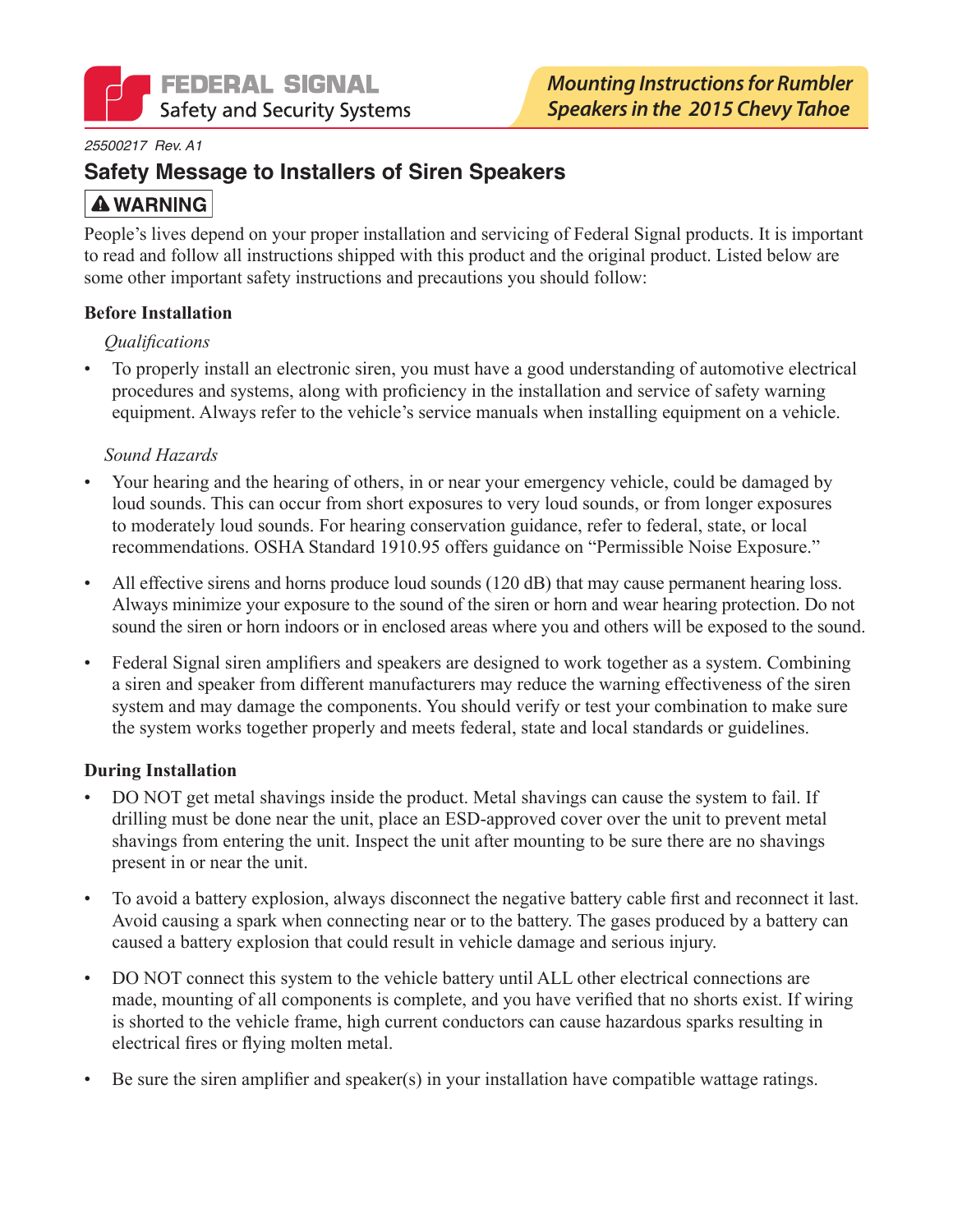FEDERAL SIGNAL
Safety and Security Systems

*Mounting Instructions for Rumbler Speakers in the 2015 Chevy Tahoe*

*25500217 Rev. A1*

## Safety Message to Installers of Siren Speakers

**⚠ WARNING**

People's lives depend on your proper installation and servicing of Federal Signal products. It is important to read and follow all instructions shipped with this product and the original product. Listed below are some other important safety instructions and precautions you should follow:

**Before Installation**

*Qualifications*

- To properly install an electronic siren, you must have a good understanding of automotive electrical procedures and systems, along with proficiency in the installation and service of safety warning equipment. Always refer to the vehicle's service manuals when installing equipment on a vehicle.

*Sound Hazards*

- Your hearing and the hearing of others, in or near your emergency vehicle, could be damaged by loud sounds. This can occur from short exposures to very loud sounds, or from longer exposures to moderately loud sounds. For hearing conservation guidance, refer to federal, state, or local recommendations. OSHA Standard 1910.95 offers guidance on "Permissible Noise Exposure."
- All effective sirens and horns produce loud sounds (120 dB) that may cause permanent hearing loss. Always minimize your exposure to the sound of the siren or horn and wear hearing protection. Do not sound the siren or horn indoors or in enclosed areas where you and others will be exposed to the sound.
- Federal Signal siren amplifiers and speakers are designed to work together as a system. Combining a siren and speaker from different manufacturers may reduce the warning effectiveness of the siren system and may damage the components. You should verify or test your combination to make sure the system works together properly and meets federal, state and local standards or guidelines.

**During Installation**

- DO NOT get metal shavings inside the product. Metal shavings can cause the system to fail. If drilling must be done near the unit, place an ESD-approved cover over the unit to prevent metal shavings from entering the unit. Inspect the unit after mounting to be sure there are no shavings present in or near the unit.
- To avoid a battery explosion, always disconnect the negative battery cable first and reconnect it last. Avoid causing a spark when connecting near or to the battery. The gases produced by a battery can caused a battery explosion that could result in vehicle damage and serious injury.
- DO NOT connect this system to the vehicle battery until ALL other electrical connections are made, mounting of all components is complete, and you have verified that no shorts exist. If wiring is shorted to the vehicle frame, high current conductors can cause hazardous sparks resulting in electrical fires or flying molten metal.
- Be sure the siren amplifier and speaker(s) in your installation have compatible wattage ratings.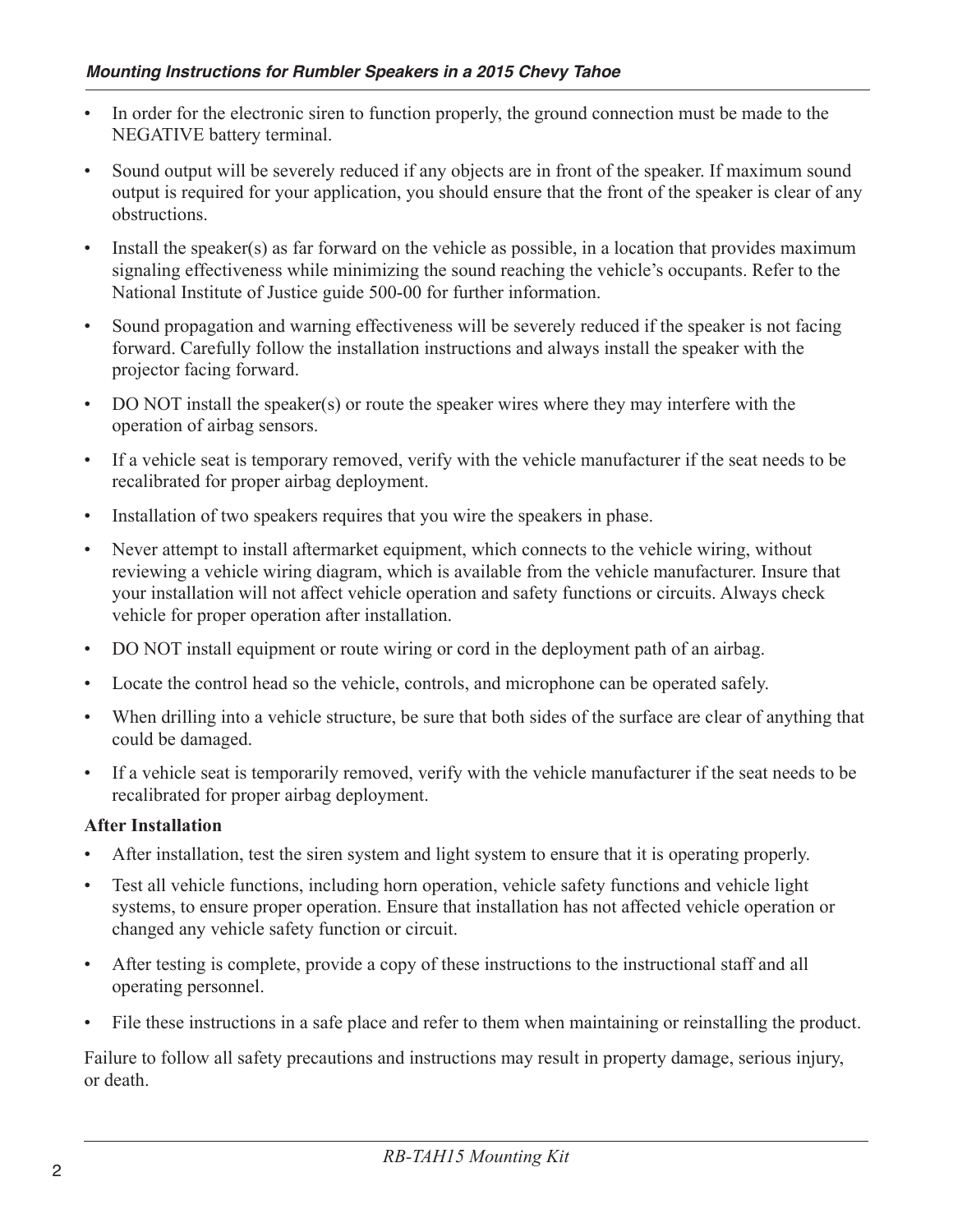- In order for the electronic siren to function properly, the ground connection must be made to the NEGATIVE battery terminal.
- Sound output will be severely reduced if any objects are in front of the speaker. If maximum sound output is required for your application, you should ensure that the front of the speaker is clear of any obstructions.
- Install the speaker(s) as far forward on the vehicle as possible, in a location that provides maximum signaling effectiveness while minimizing the sound reaching the vehicle's occupants. Refer to the National Institute of Justice guide 500-00 for further information.
- Sound propagation and warning effectiveness will be severely reduced if the speaker is not facing forward. Carefully follow the installation instructions and always install the speaker with the projector facing forward.
- DO NOT install the speaker(s) or route the speaker wires where they may interfere with the operation of airbag sensors.
- If a vehicle seat is temporary removed, verify with the vehicle manufacturer if the seat needs to be recalibrated for proper airbag deployment.
- Installation of two speakers requires that you wire the speakers in phase.
- Never attempt to install aftermarket equipment, which connects to the vehicle wiring, without reviewing a vehicle wiring diagram, which is available from the vehicle manufacturer. Insure that your installation will not affect vehicle operation and safety functions or circuits. Always check vehicle for proper operation after installation.
- DO NOT install equipment or route wiring or cord in the deployment path of an airbag.
- Locate the control head so the vehicle, controls, and microphone can be operated safely.
- When drilling into a vehicle structure, be sure that both sides of the surface are clear of anything that could be damaged.
- If a vehicle seat is temporarily removed, verify with the vehicle manufacturer if the seat needs to be recalibrated for proper airbag deployment.

**After Installation**

- After installation, test the siren system and light system to ensure that it is operating properly.
- Test all vehicle functions, including horn operation, vehicle safety functions and vehicle light systems, to ensure proper operation. Ensure that installation has not affected vehicle operation or changed any vehicle safety function or circuit.
- After testing is complete, provide a copy of these instructions to the instructional staff and all operating personnel.
- File these instructions in a safe place and refer to them when maintaining or reinstalling the product.

Failure to follow all safety precautions and instructions may result in property damage, serious injury, or death.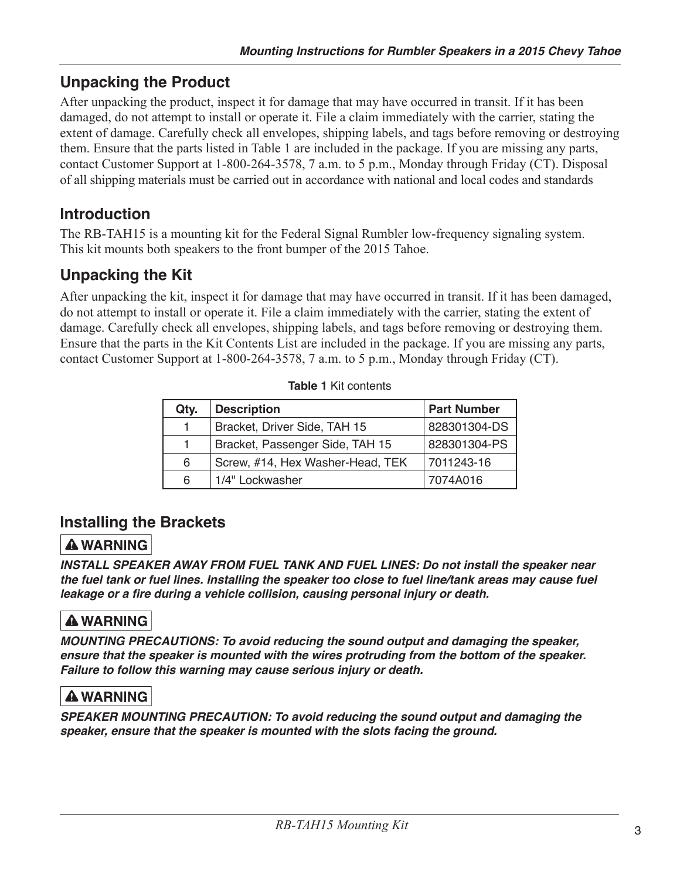## Unpacking the Product

After unpacking the product, inspect it for damage that may have occurred in transit. If it has been damaged, do not attempt to install or operate it. File a claim immediately with the carrier, stating the extent of damage. Carefully check all envelopes, shipping labels, and tags before removing or destroying them. Ensure that the parts listed in Table 1 are included in the package. If you are missing any parts, contact Customer Support at 1-800-264-3578, 7 a.m. to 5 p.m., Monday through Friday (CT). Disposal of all shipping materials must be carried out in accordance with national and local codes and standards

## Introduction

The RB-TAH15 is a mounting kit for the Federal Signal Rumbler low-frequency signaling system. This kit mounts both speakers to the front bumper of the 2015 Tahoe.

## Unpacking the Kit

After unpacking the kit, inspect it for damage that may have occurred in transit. If it has been damaged, do not attempt to install or operate it. File a claim immediately with the carrier, stating the extent of damage. Carefully check all envelopes, shipping labels, and tags before removing or destroying them. Ensure that the parts in the Kit Contents List are included in the package. If you are missing any parts, contact Customer Support at 1-800-264-3578, 7 a.m. to 5 p.m., Monday through Friday (CT).

**Table 1** Kit contents

| Qty. | Description | Part Number |
| --- | --- | --- |
| 1 | Bracket, Driver Side, TAH 15 | 828301304-DS |
| 1 | Bracket, Passenger Side, TAH 15 | 828301304-PS |
| 6 | Screw, #14, Hex Washer-Head, TEK | 7011243-16 |
| 6 | 1/4" Lockwasher | 7074A016 |

## Installing the Brackets

**⚠ WARNING**

***INSTALL SPEAKER AWAY FROM FUEL TANK AND FUEL LINES: Do not install the speaker near the fuel tank or fuel lines. Installing the speaker too close to fuel line/tank areas may cause fuel leakage or a fire during a vehicle collision, causing personal injury or death.***

**⚠ WARNING**

***MOUNTING PRECAUTIONS: To avoid reducing the sound output and damaging the speaker, ensure that the speaker is mounted with the wires protruding from the bottom of the speaker. Failure to follow this warning may cause serious injury or death.***

**⚠ WARNING**

***SPEAKER MOUNTING PRECAUTION: To avoid reducing the sound output and damaging the speaker, ensure that the speaker is mounted with the slots facing the ground.***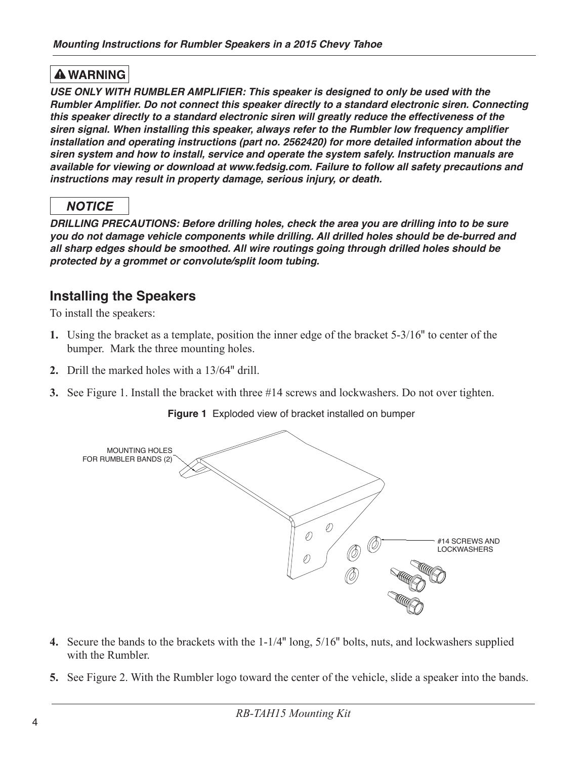**⚠ WARNING**

***USE ONLY WITH RUMBLER AMPLIFIER: This speaker is designed to only be used with the Rumbler Amplifier. Do not connect this speaker directly to a standard electronic siren. Connecting this speaker directly to a standard electronic siren will greatly reduce the effectiveness of the siren signal. When installing this speaker, always refer to the Rumbler low frequency amplifier installation and operating instructions (part no. 2562420) for more detailed information about the siren system and how to install, service and operate the system safely. Instruction manuals are available for viewing or download at www.fedsig.com. Failure to follow all safety precautions and instructions may result in property damage, serious injury, or death.***

***NOTICE***

***DRILLING PRECAUTIONS: Before drilling holes, check the area you are drilling into to be sure you do not damage vehicle components while drilling. All drilled holes should be de-burred and all sharp edges should be smoothed. All wire routings going through drilled holes should be protected by a grommet or convolute/split loom tubing.***

## Installing the Speakers

To install the speakers:

1. Using the bracket as a template, position the inner edge of the bracket 5-3/16" to center of the bumper. Mark the three mounting holes.
2. Drill the marked holes with a 13/64" drill.
3. See Figure 1. Install the bracket with three #14 screws and lockwashers. Do not over tighten.

**Figure 1** Exploded view of bracket installed on bumper

MOUNTING HOLES FOR RUMBLER BANDS (2)

#14 SCREWS AND LOCKWASHERS

4. Secure the bands to the brackets with the 1-1/4" long, 5/16" bolts, nuts, and lockwashers supplied with the Rumbler.
5. See Figure 2. With the Rumbler logo toward the center of the vehicle, slide a speaker into the bands.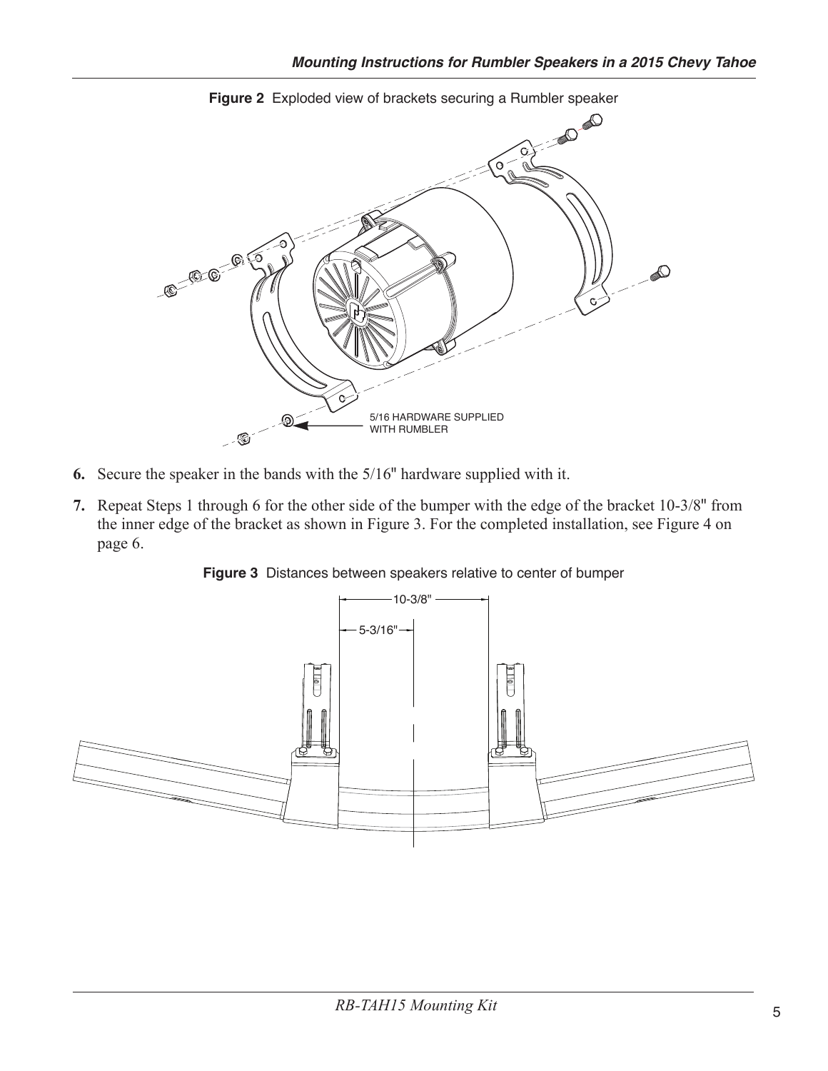**Figure 2** Exploded view of brackets securing a Rumbler speaker

5/16 HARDWARE SUPPLIED WITH RUMBLER

6. Secure the speaker in the bands with the 5/16" hardware supplied with it.
7. Repeat Steps 1 through 6 for the other side of the bumper with the edge of the bracket 10-3/8" from the inner edge of the bracket as shown in Figure 3. For the completed installation, see Figure 4 on page 6.

**Figure 3** Distances between speakers relative to center of bumper

10-3/8"

5-3/16"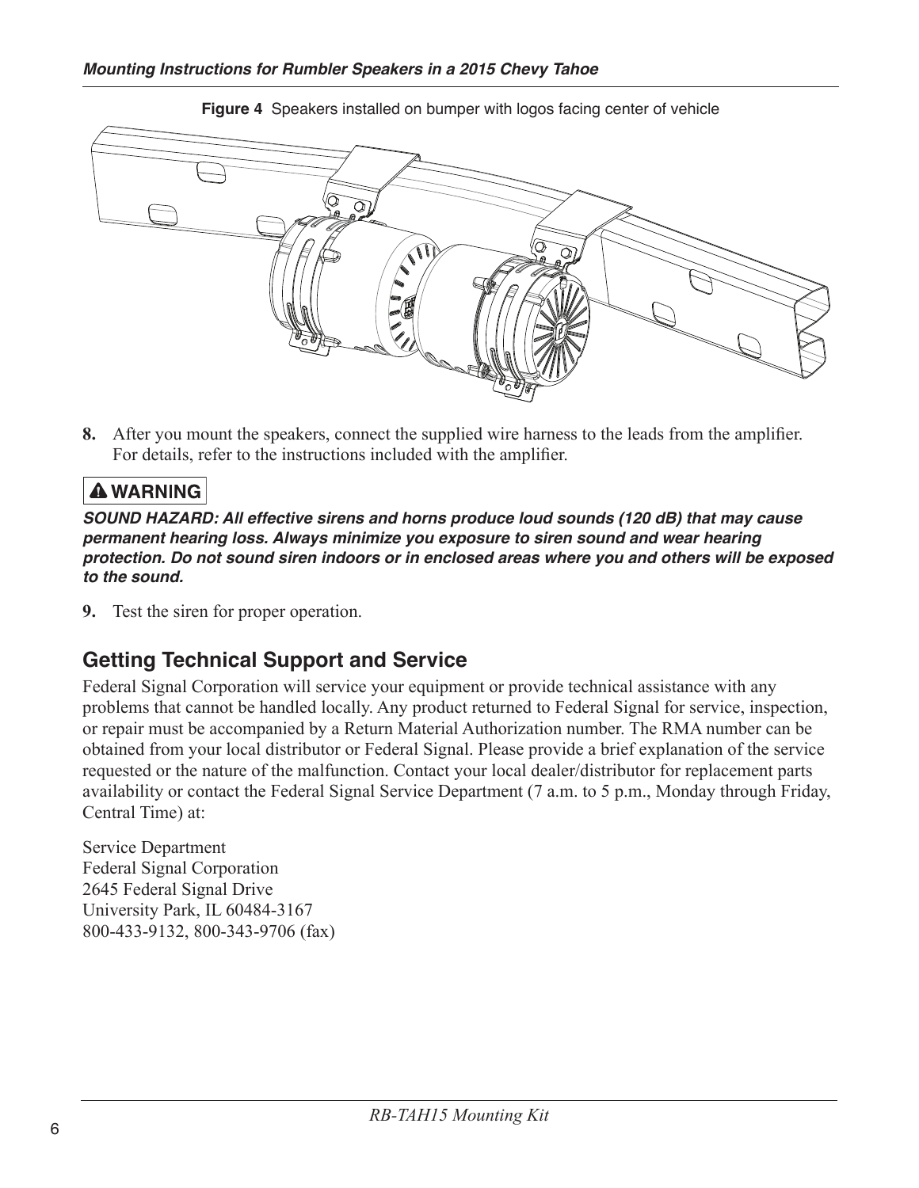**Figure 4** Speakers installed on bumper with logos facing center of vehicle

8. After you mount the speakers, connect the supplied wire harness to the leads from the amplifier. For details, refer to the instructions included with the amplifier.

**⚠ WARNING**

***SOUND HAZARD: All effective sirens and horns produce loud sounds (120 dB) that may cause permanent hearing loss. Always minimize you exposure to siren sound and wear hearing protection. Do not sound siren indoors or in enclosed areas where you and others will be exposed to the sound.***

9. Test the siren for proper operation.

## Getting Technical Support and Service

Federal Signal Corporation will service your equipment or provide technical assistance with any problems that cannot be handled locally. Any product returned to Federal Signal for service, inspection, or repair must be accompanied by a Return Material Authorization number. The RMA number can be obtained from your local distributor or Federal Signal. Please provide a brief explanation of the service requested or the nature of the malfunction. Contact your local dealer/distributor for replacement parts availability or contact the Federal Signal Service Department (7 a.m. to 5 p.m., Monday through Friday, Central Time) at:

Service Department  
Federal Signal Corporation  
2645 Federal Signal Drive  
University Park, IL 60484-3167  
800-433-9132, 800-343-9706 (fax)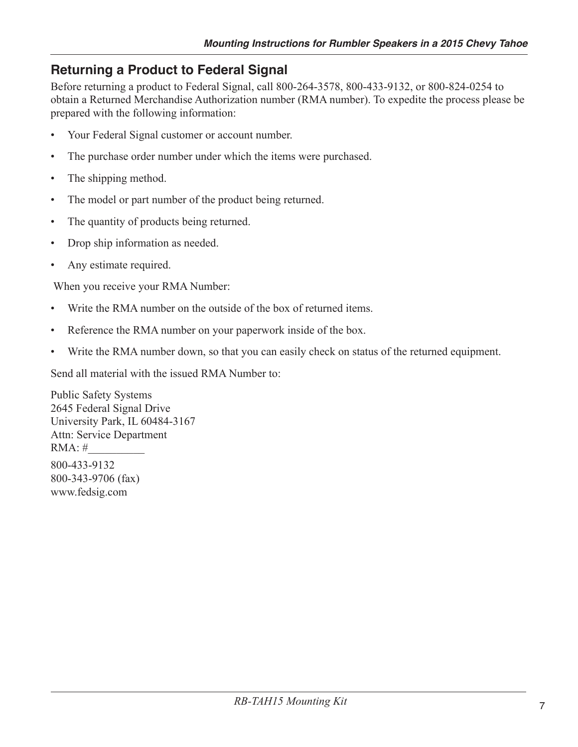## Returning a Product to Federal Signal

Before returning a product to Federal Signal, call 800-264-3578, 800-433-9132, or 800-824-0254 to obtain a Returned Merchandise Authorization number (RMA number). To expedite the process please be prepared with the following information:

- Your Federal Signal customer or account number.
- The purchase order number under which the items were purchased.
- The shipping method.
- The model or part number of the product being returned.
- The quantity of products being returned.
- Drop ship information as needed.
- Any estimate required.

When you receive your RMA Number:

- Write the RMA number on the outside of the box of returned items.
- Reference the RMA number on your paperwork inside of the box.
- Write the RMA number down, so that you can easily check on status of the returned equipment.

Send all material with the issued RMA Number to:

Public Safety Systems
2645 Federal Signal Drive
University Park, IL 60484-3167
Attn: Service Department
RMA: #__________

800-433-9132
800-343-9706 (fax)
www.fedsig.com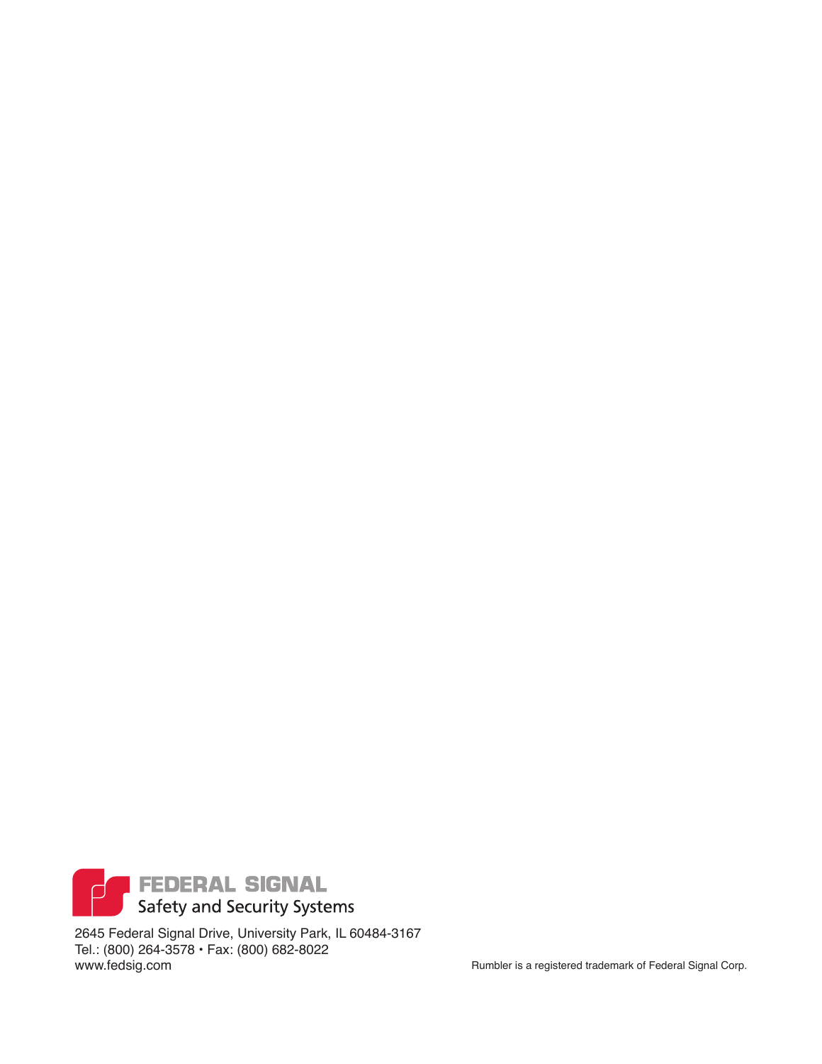FEDERAL SIGNAL
Safety and Security Systems

2645 Federal Signal Drive, University Park, IL 60484-3167
Tel.: (800) 264-3578 • Fax: (800) 682-8022
www.fedsig.com

Rumbler is a registered trademark of Federal Signal Corp.